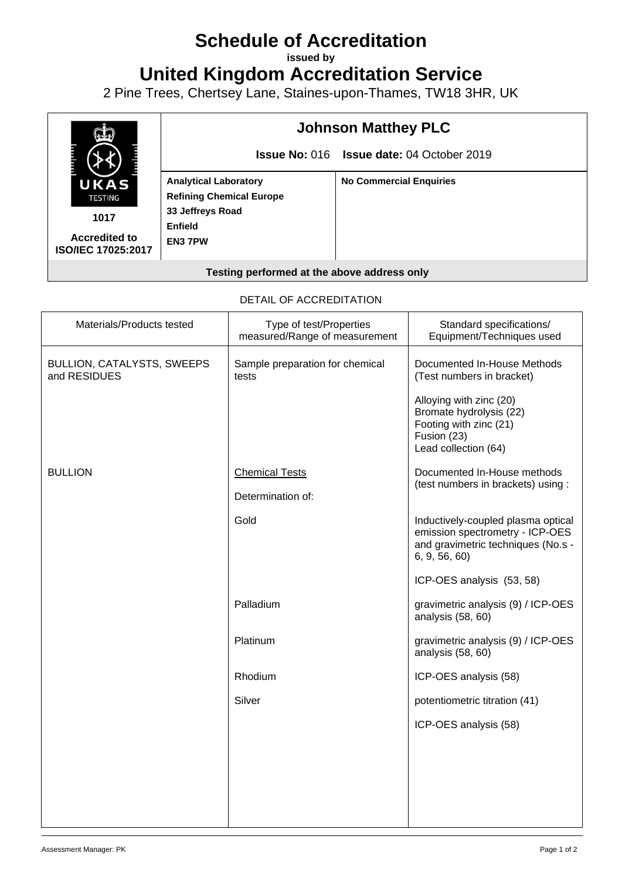# Schedule of Accreditation

**issued by**

# United Kingdom Accreditation Service

2 Pine Trees, Chertsey Lane, Staines-upon-Thames, TW18 3HR, UK

UKAS TESTING

1017

**Accredited to ISO/IEC 17025:2017**

## Johnson Matthey PLC

**Issue No:** 016 **Issue date:** 04 October 2019

| | |
|---|---|
| **Analytical Laboratory**<br>**Refining Chemical Europe**<br>**33 Jeffreys Road**<br>**Enfield**<br>**EN3 7PW** | **No Commercial Enquiries** |

**Testing performed at the above address only**

DETAIL OF ACCREDITATION

| Materials/Products tested | Type of test/Properties measured/Range of measurement | Standard specifications/ Equipment/Techniques used |
|---|---|---|
| BULLION, CATALYSTS, SWEEPS and RESIDUES | Sample preparation for chemical tests | Documented In-House Methods (Test numbers in bracket)<br><br>Alloying with zinc (20)<br>Bromate hydrolysis (22)<br>Footing with zinc (21)<br>Fusion (23)<br>Lead collection (64) |
| BULLION | Chemical Tests<br><br>Determination of: | Documented In-House methods (test numbers in brackets) using : |
| | Gold | Inductively-coupled plasma optical emission spectrometry - ICP-OES and gravimetric techniques (No.s - 6, 9, 56, 60)<br><br>ICP-OES analysis (53, 58) |
| | Palladium | gravimetric analysis (9) / ICP-OES analysis (58, 60) |
| | Platinum | gravimetric analysis (9) / ICP-OES analysis (58, 60) |
| | Rhodium | ICP-OES analysis (58) |
| | Silver | potentiometric titration (41)<br><br>ICP-OES analysis (58) |

Assessment Manager: PK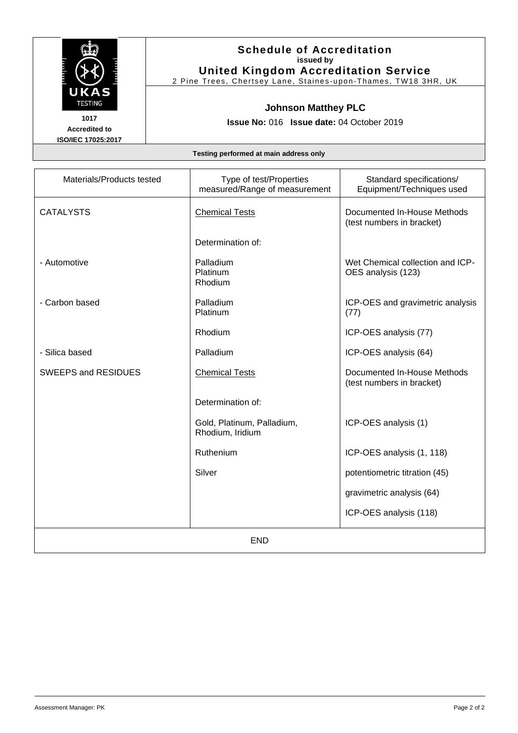**Schedule of Accreditation**
**issued by**
**United Kingdom Accreditation Service**
2 Pine Trees, Chertsey Lane, Staines-upon-Thames, TW18 3HR, UK

**1017**
**Accredited to**
**ISO/IEC 17025:2017**

**Johnson Matthey PLC**

**Issue No:** 016 **Issue date:** 04 October 2019

**Testing performed at main address only**

| Materials/Products tested | Type of test/Properties measured/Range of measurement | Standard specifications/ Equipment/Techniques used |
|---|---|---|
| CATALYSTS | Chemical Tests | Documented In-House Methods (test numbers in bracket) |
| | Determination of: | |
| - Automotive | Palladium<br>Platinum<br>Rhodium | Wet Chemical collection and ICP-OES analysis (123) |
| - Carbon based | Palladium<br>Platinum | ICP-OES and gravimetric analysis (77) |
| | Rhodium | ICP-OES analysis (77) |
| - Silica based | Palladium | ICP-OES analysis (64) |
| SWEEPS and RESIDUES | Chemical Tests | Documented In-House Methods (test numbers in bracket) |
| | Determination of: | |
| | Gold, Platinum, Palladium, Rhodium, Iridium | ICP-OES analysis (1) |
| | Ruthenium | ICP-OES analysis (1, 118) |
| | Silver | potentiometric titration (45) |
| | | gravimetric analysis (64) |
| | | ICP-OES analysis (118) |

END

Assessment Manager: PK